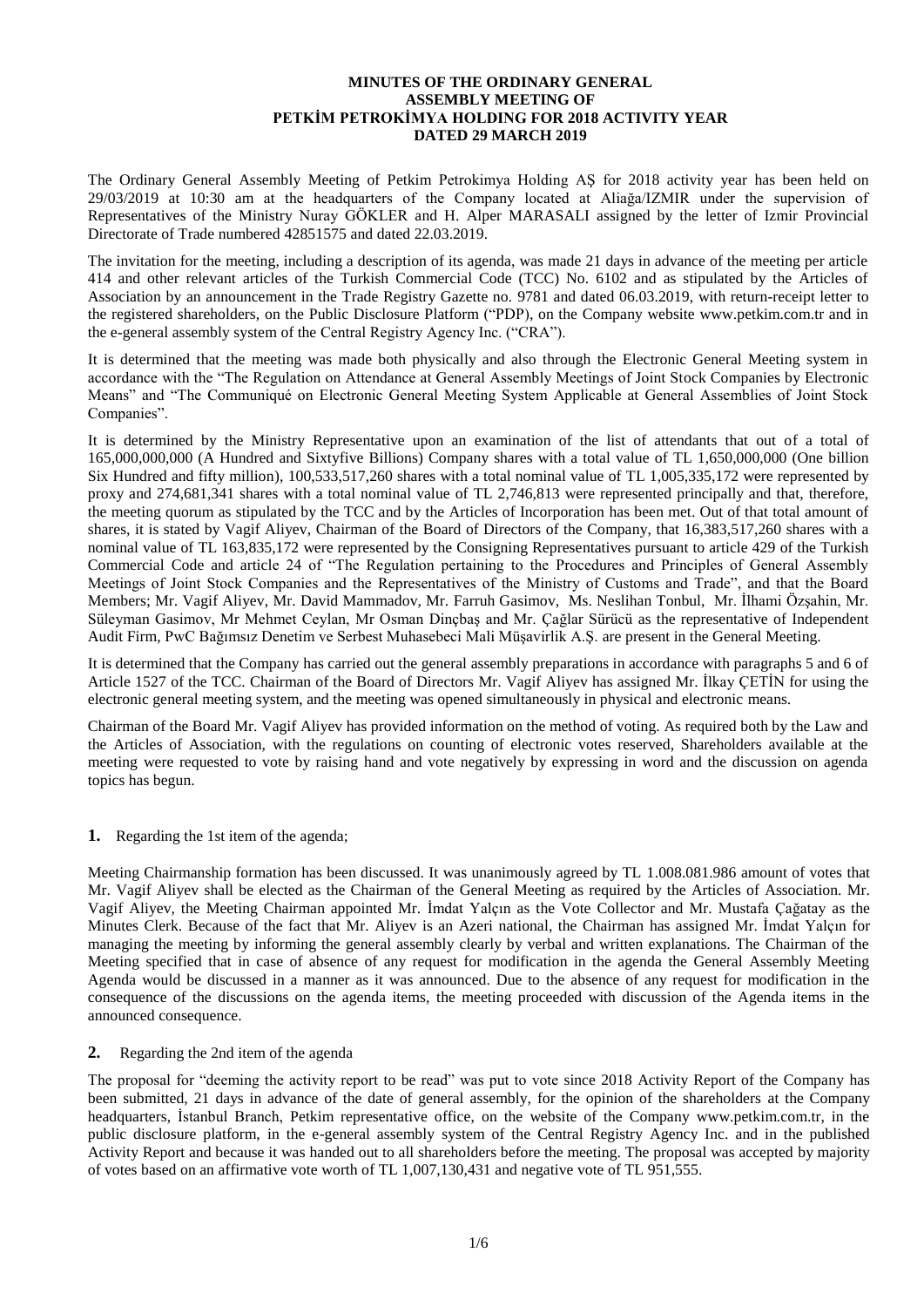**MINUTES OF THE ORDINARY GENERAL ASSEMBLY MEETING OF PETKİM PETROKİMYA HOLDING FOR 2018 ACTIVITY YEAR DATED 29 MARCH 2019**

The Ordinary General Assembly Meeting of Petkim Petrokimya Holding AŞ for 2018 activity year has been held on 29/03/2019 at 10:30 am at the headquarters of the Company located at Aliağa/IZMIR under the supervision of Representatives of the Ministry Nuray GÖKLER and H. Alper MARASALI assigned by the letter of Izmir Provincial Directorate of Trade numbered 42851575 and dated 22.03.2019.

The invitation for the meeting, including a description of its agenda, was made 21 days in advance of the meeting per article 414 and other relevant articles of the Turkish Commercial Code (TCC) No. 6102 and as stipulated by the Articles of Association by an announcement in the Trade Registry Gazette no. 9781 and dated 06.03.2019, with return-receipt letter to the registered shareholders, on the Public Disclosure Platform ("PDP"), on the Company website www.petkim.com.tr and in the e-general assembly system of the Central Registry Agency Inc. ("CRA").

It is determined that the meeting was made both physically and also through the Electronic General Meeting system in accordance with the "The Regulation on Attendance at General Assembly Meetings of Joint Stock Companies by Electronic Means" and "The Communiqué on Electronic General Meeting System Applicable at General Assemblies of Joint Stock Companies".

It is determined by the Ministry Representative upon an examination of the list of attendants that out of a total of 165,000,000,000 (A Hundred and Sixtyfive Billions) Company shares with a total value of TL 1,650,000,000 (One billion Six Hundred and fifty million), 100,533,517,260 shares with a total nominal value of TL 1,005,335,172 were represented by proxy and 274,681,341 shares with a total nominal value of TL 2,746,813 were represented principally and that, therefore, the meeting quorum as stipulated by the TCC and by the Articles of Incorporation has been met. Out of that total amount of shares, it is stated by Vagif Aliyev, Chairman of the Board of Directors of the Company, that 16,383,517,260 shares with a nominal value of TL 163,835,172 were represented by the Consigning Representatives pursuant to article 429 of the Turkish Commercial Code and article 24 of "The Regulation pertaining to the Procedures and Principles of General Assembly Meetings of Joint Stock Companies and the Representatives of the Ministry of Customs and Trade", and that the Board Members; Mr. Vagif Aliyev, Mr. David Mammadov, Mr. Farruh Gasimov, Ms. Neslihan Tonbul, Mr. İlhami Özşahin, Mr. Süleyman Gasimov, Mr Mehmet Ceylan, Mr Osman Dinçbaş and Mr. Çağlar Sürücü as the representative of Independent Audit Firm, PwC Bağımsız Denetim ve Serbest Muhasebeci Mali Müşavirlik A.Ş. are present in the General Meeting.

It is determined that the Company has carried out the general assembly preparations in accordance with paragraphs 5 and 6 of Article 1527 of the TCC. Chairman of the Board of Directors Mr. Vagif Aliyev has assigned Mr. İlkay ÇETİN for using the electronic general meeting system, and the meeting was opened simultaneously in physical and electronic means.

Chairman of the Board Mr. Vagif Aliyev has provided information on the method of voting. As required both by the Law and the Articles of Association, with the regulations on counting of electronic votes reserved, Shareholders available at the meeting were requested to vote by raising hand and vote negatively by expressing in word and the discussion on agenda topics has begun.

**1.** Regarding the 1st item of the agenda;

Meeting Chairmanship formation has been discussed. It was unanimously agreed by TL 1.008.081.986 amount of votes that Mr. Vagif Aliyev shall be elected as the Chairman of the General Meeting as required by the Articles of Association. Mr. Vagif Aliyev, the Meeting Chairman appointed Mr. İmdat Yalçın as the Vote Collector and Mr. Mustafa Çağatay as the Minutes Clerk. Because of the fact that Mr. Aliyev is an Azeri national, the Chairman has assigned Mr. İmdat Yalçın for managing the meeting by informing the general assembly clearly by verbal and written explanations. The Chairman of the Meeting specified that in case of absence of any request for modification in the agenda the General Assembly Meeting Agenda would be discussed in a manner as it was announced. Due to the absence of any request for modification in the consequence of the discussions on the agenda items, the meeting proceeded with discussion of the Agenda items in the announced consequence.

**2.** Regarding the 2nd item of the agenda

The proposal for "deeming the activity report to be read" was put to vote since 2018 Activity Report of the Company has been submitted, 21 days in advance of the date of general assembly, for the opinion of the shareholders at the Company headquarters, İstanbul Branch, Petkim representative office, on the website of the Company www.petkim.com.tr, in the public disclosure platform, in the e-general assembly system of the Central Registry Agency Inc. and in the published Activity Report and because it was handed out to all shareholders before the meeting. The proposal was accepted by majority of votes based on an affirmative vote worth of TL 1,007,130,431 and negative vote of TL 951,555.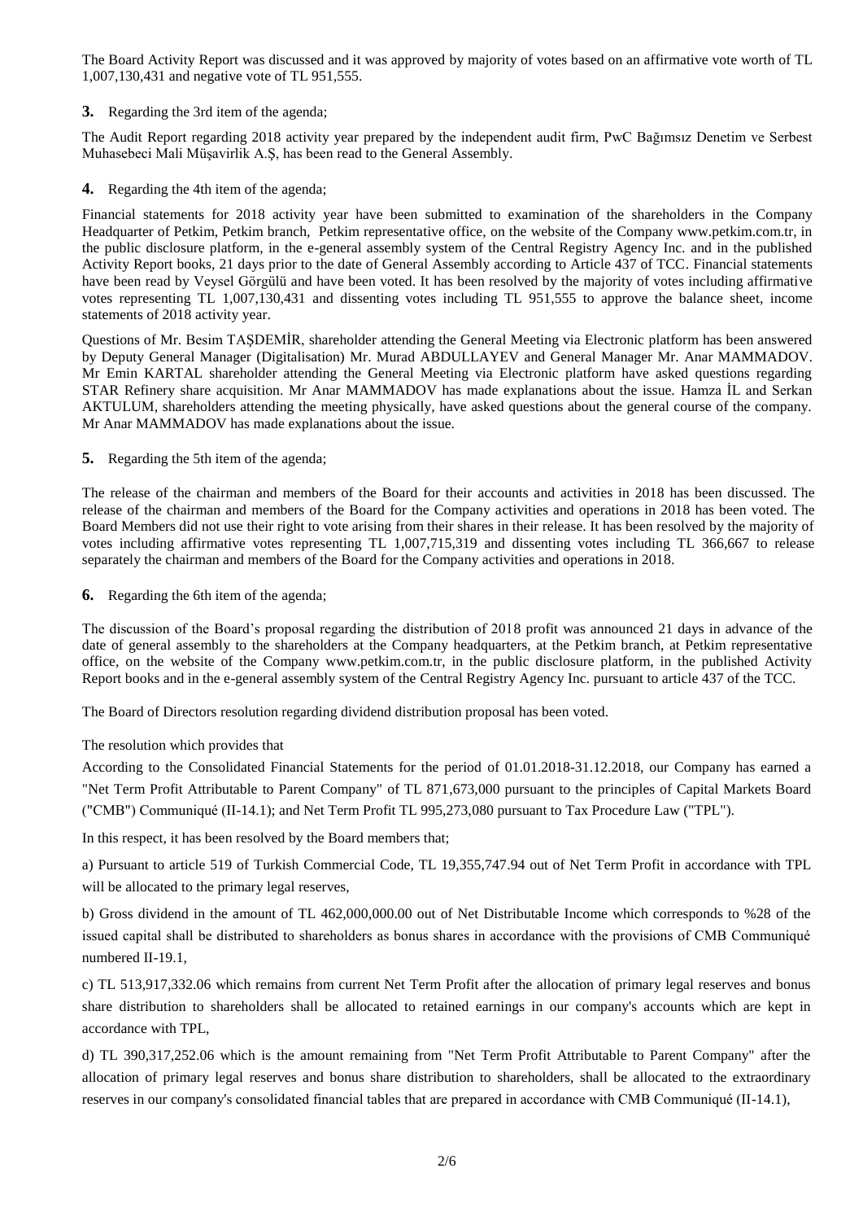The Board Activity Report was discussed and it was approved by majority of votes based on an affirmative vote worth of TL 1,007,130,431 and negative vote of TL 951,555.

**3.** Regarding the 3rd item of the agenda;

The Audit Report regarding 2018 activity year prepared by the independent audit firm, PwC Bağımsız Denetim ve Serbest Muhasebeci Mali Müşavirlik A.Ş, has been read to the General Assembly.

**4.** Regarding the 4th item of the agenda;

Financial statements for 2018 activity year have been submitted to examination of the shareholders in the Company Headquarter of Petkim, Petkim branch, Petkim representative office, on the website of the Company www.petkim.com.tr, in the public disclosure platform, in the e-general assembly system of the Central Registry Agency Inc. and in the published Activity Report books, 21 days prior to the date of General Assembly according to Article 437 of TCC. Financial statements have been read by Veysel Görgülü and have been voted. It has been resolved by the majority of votes including affirmative votes representing TL 1,007,130,431 and dissenting votes including TL 951,555 to approve the balance sheet, income statements of 2018 activity year.

Questions of Mr. Besim TAŞDEMİR, shareholder attending the General Meeting via Electronic platform has been answered by Deputy General Manager (Digitalisation) Mr. Murad ABDULLAYEV and General Manager Mr. Anar MAMMADOV. Mr Emin KARTAL shareholder attending the General Meeting via Electronic platform have asked questions regarding STAR Refinery share acquisition. Mr Anar MAMMADOV has made explanations about the issue. Hamza İL and Serkan AKTULUM, shareholders attending the meeting physically, have asked questions about the general course of the company. Mr Anar MAMMADOV has made explanations about the issue.

**5.** Regarding the 5th item of the agenda;

The release of the chairman and members of the Board for their accounts and activities in 2018 has been discussed. The release of the chairman and members of the Board for the Company activities and operations in 2018 has been voted. The Board Members did not use their right to vote arising from their shares in their release. It has been resolved by the majority of votes including affirmative votes representing TL 1,007,715,319 and dissenting votes including TL 366,667 to release separately the chairman and members of the Board for the Company activities and operations in 2018.

**6.** Regarding the 6th item of the agenda;

The discussion of the Board's proposal regarding the distribution of 2018 profit was announced 21 days in advance of the date of general assembly to the shareholders at the Company headquarters, at the Petkim branch, at Petkim representative office, on the website of the Company www.petkim.com.tr, in the public disclosure platform, in the published Activity Report books and in the e-general assembly system of the Central Registry Agency Inc. pursuant to article 437 of the TCC.

The Board of Directors resolution regarding dividend distribution proposal has been voted.

The resolution which provides that

According to the Consolidated Financial Statements for the period of 01.01.2018-31.12.2018, our Company has earned a "Net Term Profit Attributable to Parent Company" of TL 871,673,000 pursuant to the principles of Capital Markets Board ("CMB") Communiqué (II-14.1); and Net Term Profit TL 995,273,080 pursuant to Tax Procedure Law ("TPL").

In this respect, it has been resolved by the Board members that;

a) Pursuant to article 519 of Turkish Commercial Code, TL 19,355,747.94 out of Net Term Profit in accordance with TPL will be allocated to the primary legal reserves,

b) Gross dividend in the amount of TL 462,000,000.00 out of Net Distributable Income which corresponds to %28 of the issued capital shall be distributed to shareholders as bonus shares in accordance with the provisions of CMB Communiqué numbered II-19.1,

c) TL 513,917,332.06 which remains from current Net Term Profit after the allocation of primary legal reserves and bonus share distribution to shareholders shall be allocated to retained earnings in our company's accounts which are kept in accordance with TPL,

d) TL 390,317,252.06 which is the amount remaining from "Net Term Profit Attributable to Parent Company" after the allocation of primary legal reserves and bonus share distribution to shareholders, shall be allocated to the extraordinary reserves in our company's consolidated financial tables that are prepared in accordance with CMB Communiqué (II-14.1),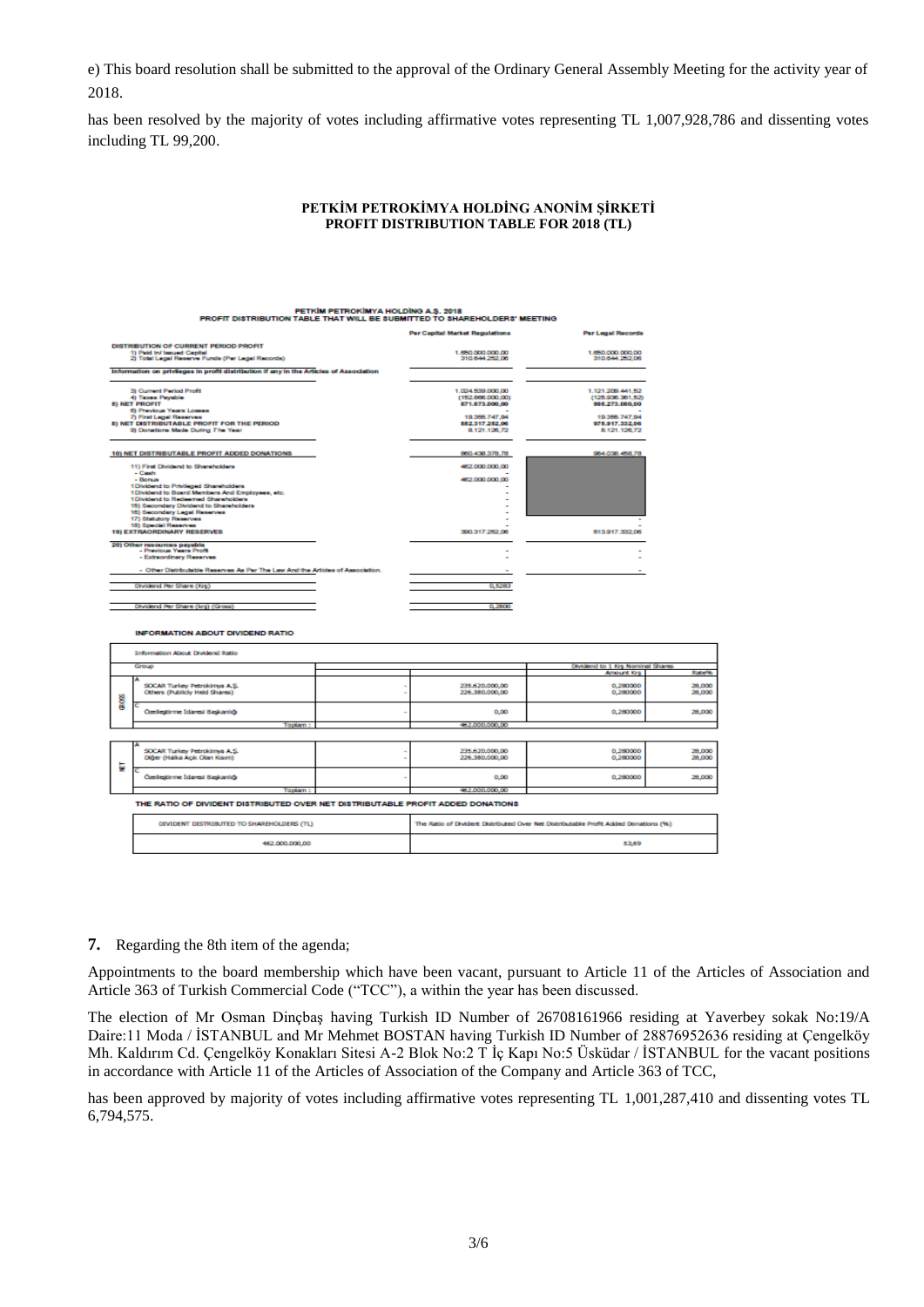e) This board resolution shall be submitted to the approval of the Ordinary General Assembly Meeting for the activity year of 2018.

has been resolved by the majority of votes including affirmative votes representing TL 1,007,928,786 and dissenting votes including TL 99,200.

**PETKİM PETROKİMYA HOLDİNG ANONİM ŞİRKETİ**
**PROFIT DISTRIBUTION TABLE FOR 2018 (TL)**

**PETKİM PETROKİMYA HOLDİNG A.Ş. 2018**
**PROFIT DISTRIBUTION TABLE THAT WILL BE SUBMITTED TO SHAREHOLDERS' MEETING**

| | Per Capital Market Regulations | Per Legal Records |
|---|---|---|
| **DISTRIBUTION OF CURRENT PERIOD PROFIT** | | |
| 1) Paid in/ Issued Capital | 1.650.000.000,00 | 1.650.000.000,00 |
| 2) Total Legal Reserve Funds (Per Legal Records) | 310.644.252,06 | 310.644.252,06 |
| Information on privileges in profit distribution if any in the Articles of Association | | |
| 3) Current Period Profit | 1.024.539.000,00 | 1.121.209.441,52 |
| 4) Taxes Payable | (152.866.000,00) | (125.936.361,52) |
| **5) NET PROFIT** | **871.673.000,00** | **995.273.080,00** |
| 6) Previous Years Losses | - | - |
| 7) First Legal Reserves | 19.355.747,94 | 19.355.747,94 |
| **8) NET DISTRIBUTABLE PROFIT FOR THE PERIOD** | **852.317.252,06** | **975.917.332,06** |
| 9) Donations Made During The Year | 8.121.126,72 | 8.121.126,72 |
| **10) NET DISTRIBUTABLE PROFIT ADDED DONATIONS** | 860.438.378,78 | 984.038.458,78 |
| 11) First Dividend to Shareholders | 462.000.000,00 | |
| - Cash | - | |
| - Bonus | 462.000.000,00 | |
| 1 Dividend to Privileged Shareholders | - | |
| 1 Dividend to Board Members And Employees, etc. | - | |
| 1 Dividend to Redeemed Shareholders | - | |
| 15) Secondary Dividend to Shareholders | - | |
| 16) Secondary Legal Reserves | - | |
| 17) Statutory Reserves | - | - |
| 18) Special Reserves | - | |
| **19) EXTRAORDINARY RESERVES** | 390.317.252,06 | 513.917.332,06 |
| **20) Other resources payable** | | |
| - Previous Years Profit | - | - |
| - Extraordinary Reserves | - | - |
| - Other Distributable Reserves As Per The Law And the Articles of Association | - | - |
| Dividend Per Share (Krş) | 0,5263 | |
| Dividend Per Share (krş) (Gross) | 0,2800 | |

**INFORMATION ABOUT DIVIDEND RATIO**

| | Group | | | Dividend Amount (TL) | Dividend to 1 Krş Nominal Shares Amount Krş | Rate% |
|---|---|---|---|---|---|---|
| GROSS | A | SOCAR Turkey Petrokimya A.Ş. | - | 235.620.000,00 | 0,280000 | 28,000 |
| | | Others (Publicly Held Shares) | - | 226.380.000,00 | 0,280000 | 28,000 |
| | C | Özelleştirme İdaresi Başkanlığı | - | 0,00 | 0,280000 | 28,000 |
| | | Toplam : | | 462.000.000,00 | | |
| NET | A | SOCAR Turkey Petrokimya A.Ş. | - | 235.620.000,00 | 0,280000 | 28,000 |
| | | Diğer (Halka Açık Olan Kısım) | - | 226.380.000,00 | 0,280000 | 28,000 |
| | C | Özelleştirme İdaresi Başkanlığı | - | 0,00 | 0,280000 | 28,000 |
| | | Toplam : | | 462.000.000,00 | | |

**THE RATIO OF DIVIDENT DISTRIBUTED OVER NET DISTRIBUTABLE PROFIT ADDED DONATIONS**

| DIVIDENT DISTRIBUTED TO SHAREHOLDERS (TL) | The Ratio of Divident Distributed Over Net Distributable Profit Added Donations (%) |
|---|---|
| 462.000.000,00 | 53,69 |

**7.** Regarding the 8th item of the agenda;

Appointments to the board membership which have been vacant, pursuant to Article 11 of the Articles of Association and Article 363 of Turkish Commercial Code ("TCC"), a within the year has been discussed.

The election of Mr Osman Dinçbaş having Turkish ID Number of 26708161966 residing at Yaverbey sokak No:19/A Daire:11 Moda / İSTANBUL and Mr Mehmet BOSTAN having Turkish ID Number of 28876952636 residing at Çengelköy Mh. Kaldırım Cd. Çengelköy Konakları Sitesi A-2 Blok No:2 T İç Kapı No:5 Üsküdar / İSTANBUL for the vacant positions in accordance with Article 11 of the Articles of Association of the Company and Article 363 of TCC,

has been approved by majority of votes including affirmative votes representing TL 1,001,287,410 and dissenting votes TL 6,794,575.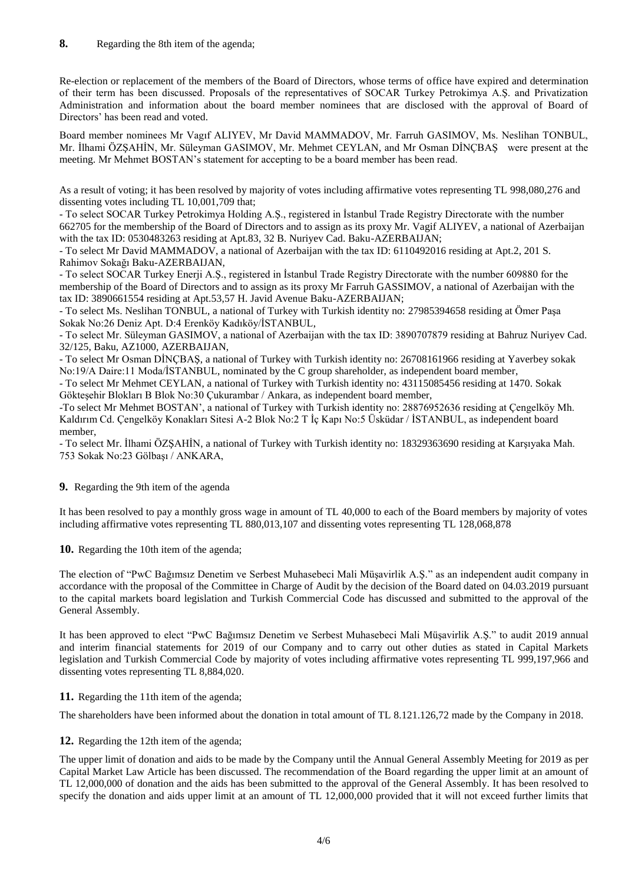**8.** Regarding the 8th item of the agenda;

Re-election or replacement of the members of the Board of Directors, whose terms of office have expired and determination of their term has been discussed. Proposals of the representatives of SOCAR Turkey Petrokimya A.Ş. and Privatization Administration and information about the board member nominees that are disclosed with the approval of Board of Directors' has been read and voted.

Board member nominees Mr Vagıf ALIYEV, Mr David MAMMADOV, Mr. Farruh GASIMOV, Ms. Neslihan TONBUL, Mr. İlhami ÖZŞAHİN, Mr. Süleyman GASIMOV, Mr. Mehmet CEYLAN, and Mr Osman DİNÇBAŞ were present at the meeting. Mr Mehmet BOSTAN's statement for accepting to be a board member has been read.

As a result of voting; it has been resolved by majority of votes including affirmative votes representing TL 998,080,276 and dissenting votes including TL 10,001,709 that;

- To select SOCAR Turkey Petrokimya Holding A.Ş., registered in İstanbul Trade Registry Directorate with the number 662705 for the membership of the Board of Directors and to assign as its proxy Mr. Vagif ALIYEV, a national of Azerbaijan with the tax ID: 0530483263 residing at Apt.83, 32 B. Nuriyev Cad. Baku-AZERBAIJAN;
- To select Mr David MAMMADOV, a national of Azerbaijan with the tax ID: 6110492016 residing at Apt.2, 201 S. Rahimov Sokağı Baku-AZERBAIJAN,
- To select SOCAR Turkey Enerji A.Ş., registered in İstanbul Trade Registry Directorate with the number 609880 for the membership of the Board of Directors and to assign as its proxy Mr Farruh GASSIMOV, a national of Azerbaijan with the tax ID: 3890661554 residing at Apt.53,57 H. Javid Avenue Baku-AZERBAIJAN;
- To select Ms. Neslihan TONBUL, a national of Turkey with Turkish identity no: 27985394658 residing at Ömer Paşa Sokak No:26 Deniz Apt. D:4 Erenköy Kadıköy/İSTANBUL,
- To select Mr. Süleyman GASIMOV, a national of Azerbaijan with the tax ID: 3890707879 residing at Bahruz Nuriyev Cad. 32/125, Baku, AZ1000, AZERBAIJAN,
- To select Mr Osman DİNÇBAŞ, a national of Turkey with Turkish identity no: 26708161966 residing at Yaverbey sokak No:19/A Daire:11 Moda/İSTANBUL, nominated by the C group shareholder, as independent board member,
- To select Mr Mehmet CEYLAN, a national of Turkey with Turkish identity no: 43115085456 residing at 1470. Sokak Gökteşehir Blokları B Blok No:30 Çukurambar / Ankara, as independent board member,
- To select Mr Mehmet BOSTAN', a national of Turkey with Turkish identity no: 28876952636 residing at Çengelköy Mh. Kaldırım Cd. Çengelköy Konakları Sitesi A-2 Blok No:2 T İç Kapı No:5 Üsküdar / İSTANBUL, as independent board member,
- To select Mr. İlhami ÖZŞAHİN, a national of Turkey with Turkish identity no: 18329363690 residing at Karşıyaka Mah. 753 Sokak No:23 Gölbaşı / ANKARA,

**9.** Regarding the 9th item of the agenda

It has been resolved to pay a monthly gross wage in amount of TL 40,000 to each of the Board members by majority of votes including affirmative votes representing TL 880,013,107 and dissenting votes representing TL 128,068,878

**10.** Regarding the 10th item of the agenda;

The election of "PwC Bağımsız Denetim ve Serbest Muhasebeci Mali Müşavirlik A.Ş." as an independent audit company in accordance with the proposal of the Committee in Charge of Audit by the decision of the Board dated on 04.03.2019 pursuant to the capital markets board legislation and Turkish Commercial Code has discussed and submitted to the approval of the General Assembly.

It has been approved to elect "PwC Bağımsız Denetim ve Serbest Muhasebeci Mali Müşavirlik A.Ş." to audit 2019 annual and interim financial statements for 2019 of our Company and to carry out other duties as stated in Capital Markets legislation and Turkish Commercial Code by majority of votes including affirmative votes representing TL 999,197,966 and dissenting votes representing TL 8,884,020.

**11.** Regarding the 11th item of the agenda;

The shareholders have been informed about the donation in total amount of TL 8.121.126,72 made by the Company in 2018.

**12.** Regarding the 12th item of the agenda;

The upper limit of donation and aids to be made by the Company until the Annual General Assembly Meeting for 2019 as per Capital Market Law Article has been discussed. The recommendation of the Board regarding the upper limit at an amount of TL 12,000,000 of donation and the aids has been submitted to the approval of the General Assembly. It has been resolved to specify the donation and aids upper limit at an amount of TL 12,000,000 provided that it will not exceed further limits that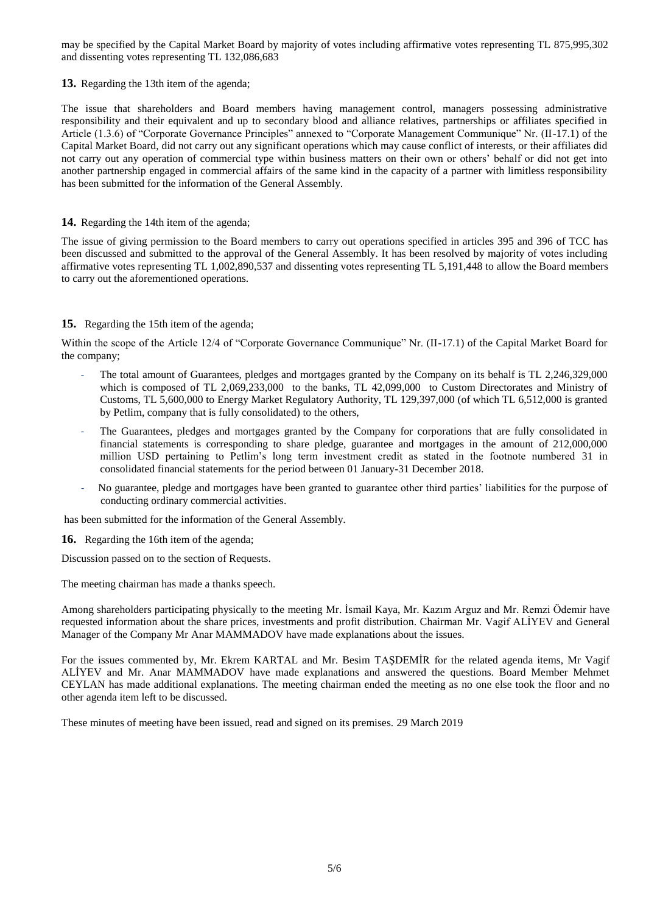may be specified by the Capital Market Board by majority of votes including affirmative votes representing TL 875,995,302 and dissenting votes representing TL 132,086,683

**13.** Regarding the 13th item of the agenda;

The issue that shareholders and Board members having management control, managers possessing administrative responsibility and their equivalent and up to secondary blood and alliance relatives, partnerships or affiliates specified in Article (1.3.6) of "Corporate Governance Principles" annexed to "Corporate Management Communique" Nr. (II-17.1) of the Capital Market Board, did not carry out any significant operations which may cause conflict of interests, or their affiliates did not carry out any operation of commercial type within business matters on their own or others' behalf or did not get into another partnership engaged in commercial affairs of the same kind in the capacity of a partner with limitless responsibility has been submitted for the information of the General Assembly.

**14.** Regarding the 14th item of the agenda;

The issue of giving permission to the Board members to carry out operations specified in articles 395 and 396 of TCC has been discussed and submitted to the approval of the General Assembly. It has been resolved by majority of votes including affirmative votes representing TL 1,002,890,537 and dissenting votes representing TL 5,191,448 to allow the Board members to carry out the aforementioned operations.

**15.** Regarding the 15th item of the agenda;

Within the scope of the Article 12/4 of "Corporate Governance Communique" Nr. (II-17.1) of the Capital Market Board for the company;

- The total amount of Guarantees, pledges and mortgages granted by the Company on its behalf is TL 2,246,329,000 which is composed of TL 2,069,233,000 to the banks, TL 42,099,000 to Custom Directorates and Ministry of Customs, TL 5,600,000 to Energy Market Regulatory Authority, TL 129,397,000 (of which TL 6,512,000 is granted by Petlim, company that is fully consolidated) to the others,
- The Guarantees, pledges and mortgages granted by the Company for corporations that are fully consolidated in financial statements is corresponding to share pledge, guarantee and mortgages in the amount of 212,000,000 million USD pertaining to Petlim's long term investment credit as stated in the footnote numbered 31 in consolidated financial statements for the period between 01 January-31 December 2018.
- No guarantee, pledge and mortgages have been granted to guarantee other third parties' liabilities for the purpose of conducting ordinary commercial activities.

has been submitted for the information of the General Assembly.

**16.** Regarding the 16th item of the agenda;

Discussion passed on to the section of Requests.

The meeting chairman has made a thanks speech.

Among shareholders participating physically to the meeting Mr. İsmail Kaya, Mr. Kazım Arguz and Mr. Remzi Ödemir have requested information about the share prices, investments and profit distribution. Chairman Mr. Vagif ALİYEV and General Manager of the Company Mr Anar MAMMADOV have made explanations about the issues.

For the issues commented by, Mr. Ekrem KARTAL and Mr. Besim TAŞDEMİR for the related agenda items, Mr Vagif ALİYEV and Mr. Anar MAMMADOV have made explanations and answered the questions. Board Member Mehmet CEYLAN has made additional explanations. The meeting chairman ended the meeting as no one else took the floor and no other agenda item left to be discussed.

These minutes of meeting have been issued, read and signed on its premises. 29 March 2019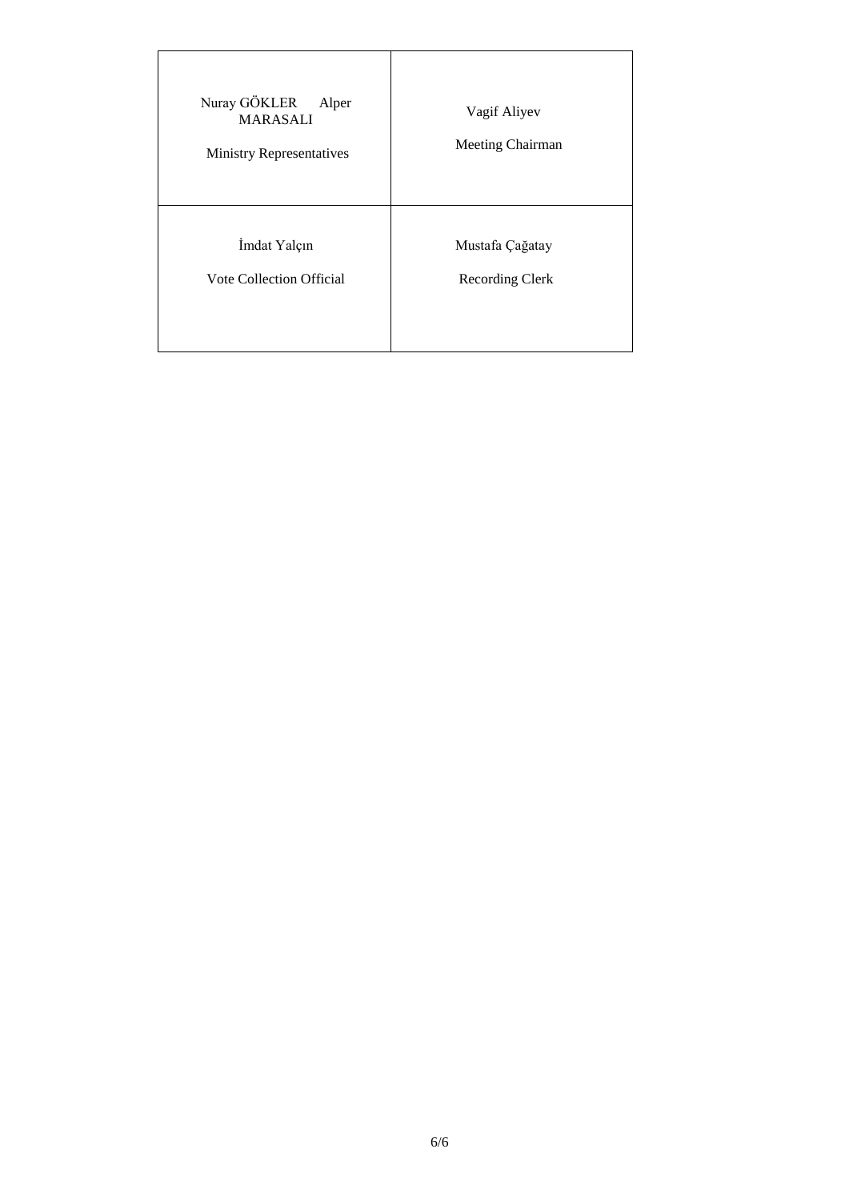| | |
|---|---|
| Nuray GÖKLER Alper MARASALI<br><br>Ministry Representatives | Vagif Aliyev<br><br>Meeting Chairman |
| İmdat Yalçın<br><br>Vote Collection Official | Mustafa Çağatay<br><br>Recording Clerk |